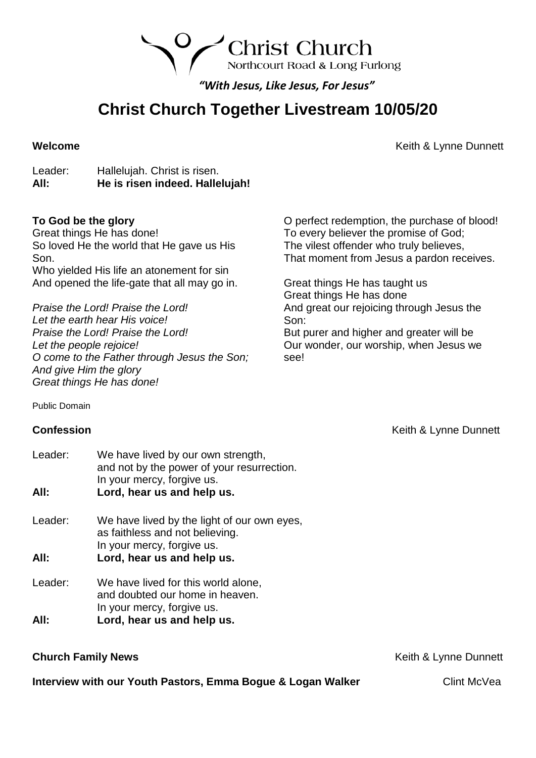Christ Church
Northcourt Road & Long Furlong

*"With Jesus, Like Jesus, For Jesus"*

# Christ Church Together Livestream 10/05/20

**Welcome** — Keith & Lynne Dunnett

Leader: Hallelujah. Christ is risen.
**All: He is risen indeed. Hallelujah!**

**To God be the glory**
Great things He has done!
So loved He the world that He gave us His Son.
Who yielded His life an atonement for sin
And opened the life-gate that all may go in.

*Praise the Lord! Praise the Lord!*
*Let the earth hear His voice!*
*Praise the Lord! Praise the Lord!*
*Let the people rejoice!*
*O come to the Father through Jesus the Son;*
*And give Him the glory*
*Great things He has done!*

O perfect redemption, the purchase of blood!
To every believer the promise of God;
The vilest offender who truly believes,
That moment from Jesus a pardon receives.

Great things He has taught us
Great things He has done
And great our rejoicing through Jesus the Son:
But purer and higher and greater will be
Our wonder, our worship, when Jesus we see!

Public Domain

**Confession** — Keith & Lynne Dunnett

Leader: We have lived by our own strength,
and not by the power of your resurrection.
In your mercy, forgive us.
**All: Lord, hear us and help us.**

Leader: We have lived by the light of our own eyes,
as faithless and not believing.
In your mercy, forgive us.
**All: Lord, hear us and help us.**

Leader: We have lived for this world alone,
and doubted our home in heaven.
In your mercy, forgive us.
**All: Lord, hear us and help us.**

**Church Family News** — Keith & Lynne Dunnett

**Interview with our Youth Pastors, Emma Bogue & Logan Walker** — Clint McVea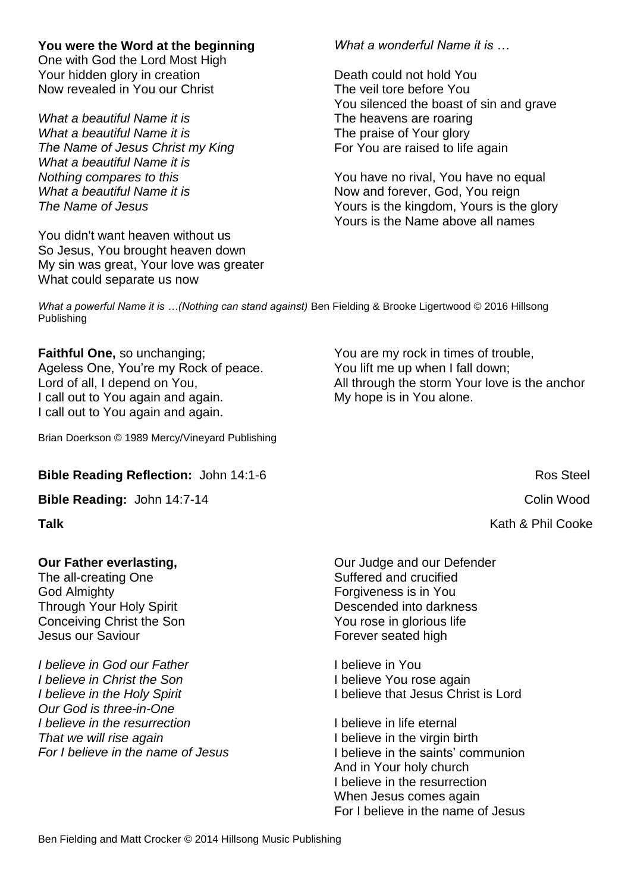**You were the Word at the beginning**
One with God the Lord Most High
Your hidden glory in creation
Now revealed in You our Christ

*What a beautiful Name it is*
*What a beautiful Name it is*
*The Name of Jesus Christ my King*
*What a beautiful Name it is*
*Nothing compares to this*
*What a beautiful Name it is*
*The Name of Jesus*

You didn't want heaven without us
So Jesus, You brought heaven down
My sin was great, Your love was greater
What could separate us now

*What a wonderful Name it is …*

Death could not hold You
The veil tore before You
You silenced the boast of sin and grave
The heavens are roaring
The praise of Your glory
For You are raised to life again

You have no rival, You have no equal
Now and forever, God, You reign
Yours is the kingdom, Yours is the glory
Yours is the Name above all names

*What a powerful Name it is …(Nothing can stand against)* Ben Fielding & Brooke Ligertwood © 2016 Hillsong Publishing

**Faithful One,** so unchanging;
Ageless One, You're my Rock of peace.
Lord of all, I depend on You,
I call out to You again and again.
I call out to You again and again.

You are my rock in times of trouble,
You lift me up when I fall down;
All through the storm Your love is the anchor
My hope is in You alone.

Brian Doerkson © 1989 Mercy/Vineyard Publishing

**Bible Reading Reflection:** John 14:1-6 — Ros Steel

**Bible Reading:** John 14:7-14 — Colin Wood

**Talk** — Kath & Phil Cooke

**Our Father everlasting,**
The all-creating One
God Almighty
Through Your Holy Spirit
Conceiving Christ the Son
Jesus our Saviour

*I believe in God our Father*
*I believe in Christ the Son*
*I believe in the Holy Spirit*
*Our God is three-in-One*
*I believe in the resurrection*
*That we will rise again*
*For I believe in the name of Jesus*

Our Judge and our Defender
Suffered and crucified
Forgiveness is in You
Descended into darkness
You rose in glorious life
Forever seated high

I believe in You
I believe You rose again
I believe that Jesus Christ is Lord

I believe in life eternal
I believe in the virgin birth
I believe in the saints' communion
And in Your holy church
I believe in the resurrection
When Jesus comes again
For I believe in the name of Jesus

Ben Fielding and Matt Crocker © 2014 Hillsong Music Publishing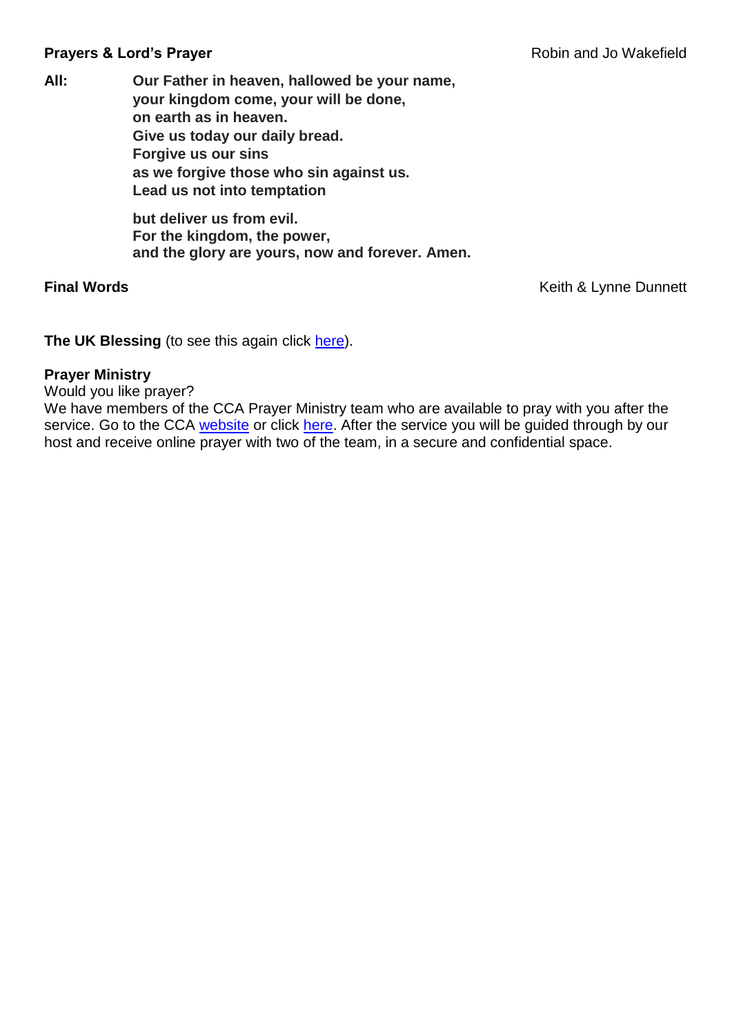**Prayers & Lord's Prayer** Robin and Jo Wakefield

**All:** **Our Father in heaven, hallowed be your name,**
**your kingdom come, your will be done,**
**on earth as in heaven.**
**Give us today our daily bread.**
**Forgive us our sins**
**as we forgive those who sin against us.**
**Lead us not into temptation**

**but deliver us from evil.**
**For the kingdom, the power,**
**and the glory are yours, now and forever. Amen.**

**Final Words** Keith & Lynne Dunnett

**The UK Blessing** (to see this again click here).

**Prayer Ministry**
Would you like prayer?
We have members of the CCA Prayer Ministry team who are available to pray with you after the service. Go to the CCA website or click here. After the service you will be guided through by our host and receive online prayer with two of the team, in a secure and confidential space.